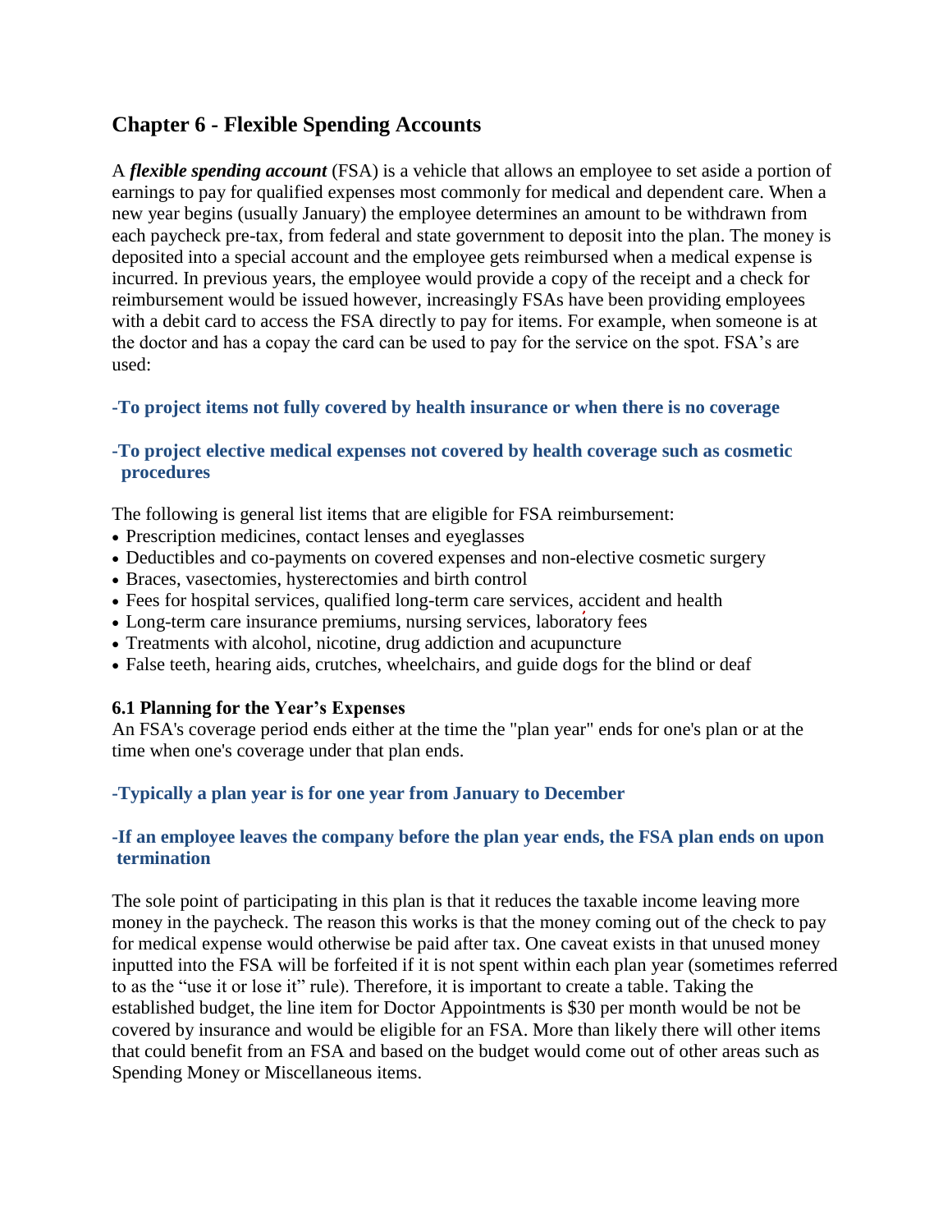## Chapter 6 - Flexible Spending Accounts

A ***flexible spending account*** (FSA) is a vehicle that allows an employee to set aside a portion of earnings to pay for qualified expenses most commonly for medical and dependent care. When a new year begins (usually January) the employee determines an amount to be withdrawn from each paycheck pre-tax, from federal and state government to deposit into the plan. The money is deposited into a special account and the employee gets reimbursed when a medical expense is incurred. In previous years, the employee would provide a copy of the receipt and a check for reimbursement would be issued however, increasingly FSAs have been providing employees with a debit card to access the FSA directly to pay for items. For example, when someone is at the doctor and has a copay the card can be used to pay for the service on the spot. FSA's are used:

**-To project items not fully covered by health insurance or when there is no coverage**

**-To project elective medical expenses not covered by health coverage such as cosmetic procedures**

The following is general list items that are eligible for FSA reimbursement:

- Prescription medicines, contact lenses and eyeglasses
- Deductibles and co-payments on covered expenses and non-elective cosmetic surgery
- Braces, vasectomies, hysterectomies and birth control
- Fees for hospital services, qualified long-term care services, accident and health
- Long-term care insurance premiums, nursing services, laboratory fees
- Treatments with alcohol, nicotine, drug addiction and acupuncture
- False teeth, hearing aids, crutches, wheelchairs, and guide dogs for the blind or deaf

### 6.1 Planning for the Year's Expenses

An FSA's coverage period ends either at the time the "plan year" ends for one's plan or at the time when one's coverage under that plan ends.

**-Typically a plan year is for one year from January to December**

**-If an employee leaves the company before the plan year ends, the FSA plan ends on upon termination**

The sole point of participating in this plan is that it reduces the taxable income leaving more money in the paycheck. The reason this works is that the money coming out of the check to pay for medical expense would otherwise be paid after tax. One caveat exists in that unused money inputted into the FSA will be forfeited if it is not spent within each plan year (sometimes referred to as the "use it or lose it" rule). Therefore, it is important to create a table. Taking the established budget, the line item for Doctor Appointments is $30 per month would be not be covered by insurance and would be eligible for an FSA. More than likely there will other items that could benefit from an FSA and based on the budget would come out of other areas such as Spending Money or Miscellaneous items.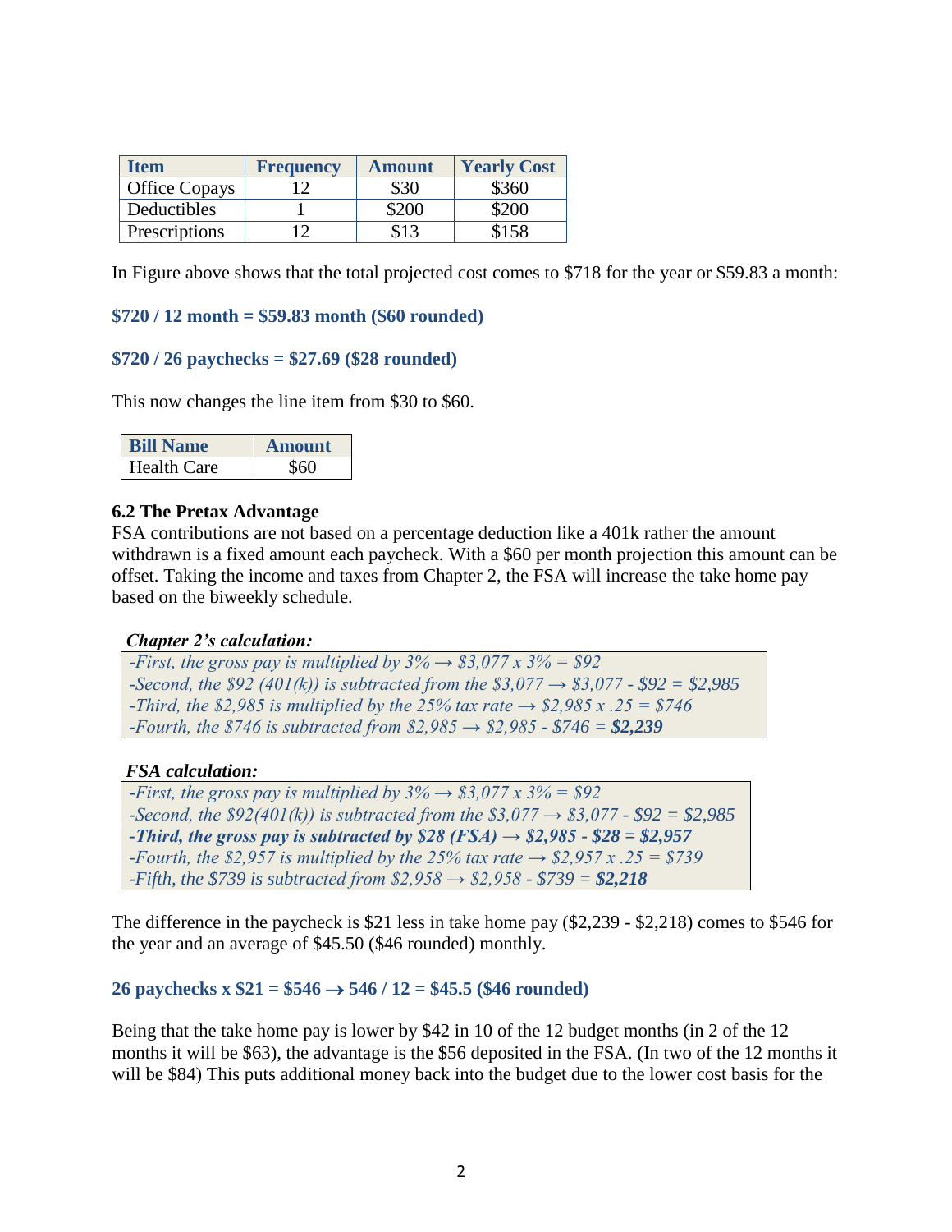| Item | Frequency | Amount | Yearly Cost |
|---|---|---|---|
| Office Copays | 12 | $30 | $360 |
| Deductibles | 1 | $200 | $200 |
| Prescriptions | 12 | $13 | $158 |

In Figure above shows that the total projected cost comes to $718 for the year or $59.83 a month:

**$720 / 12 month = $59.83 month ($60 rounded)**

**$720 / 26 paychecks = $27.69 ($28 rounded)**

This now changes the line item from $30 to $60.

| Bill Name | Amount |
|---|---|
| Health Care | $60 |

### 6.2 The Pretax Advantage

FSA contributions are not based on a percentage deduction like a 401k rather the amount withdrawn is a fixed amount each paycheck. With a $60 per month projection this amount can be offset. Taking the income and taxes from Chapter 2, the FSA will increase the take home pay based on the biweekly schedule.

***Chapter 2's calculation:***

*-First, the gross pay is multiplied by 3% → $3,077 x 3% = $92*
*-Second, the $92 (401(k)) is subtracted from the $3,077 → $3,077 - $92 = $2,985*
*-Third, the $2,985 is multiplied by the 25% tax rate → $2,985 x .25 = $746*
*-Fourth, the $746 is subtracted from $2,985 → $2,985 - $746 =* ***$2,239***

***FSA calculation:***

*-First, the gross pay is multiplied by 3% → $3,077 x 3% = $92*
*-Second, the $92(401(k)) is subtracted from the $3,077 → $3,077 - $92 = $2,985*
***-Third, the gross pay is subtracted by $28 (FSA) → $2,985 - $28 = $2,957***
*-Fourth, the $2,957 is multiplied by the 25% tax rate → $2,957 x .25 = $739*
*-Fifth, the $739 is subtracted from $2,958 → $2,958 - $739 =* ***$2,218***

The difference in the paycheck is $21 less in take home pay ($2,239 - $2,218) comes to $546 for the year and an average of $45.50 ($46 rounded) monthly.

**26 paychecks x $21 = $546 → 546 / 12 = $45.5 ($46 rounded)**

Being that the take home pay is lower by $42 in 10 of the 12 budget months (in 2 of the 12 months it will be $63), the advantage is the $56 deposited in the FSA. (In two of the 12 months it will be $84) This puts additional money back into the budget due to the lower cost basis for the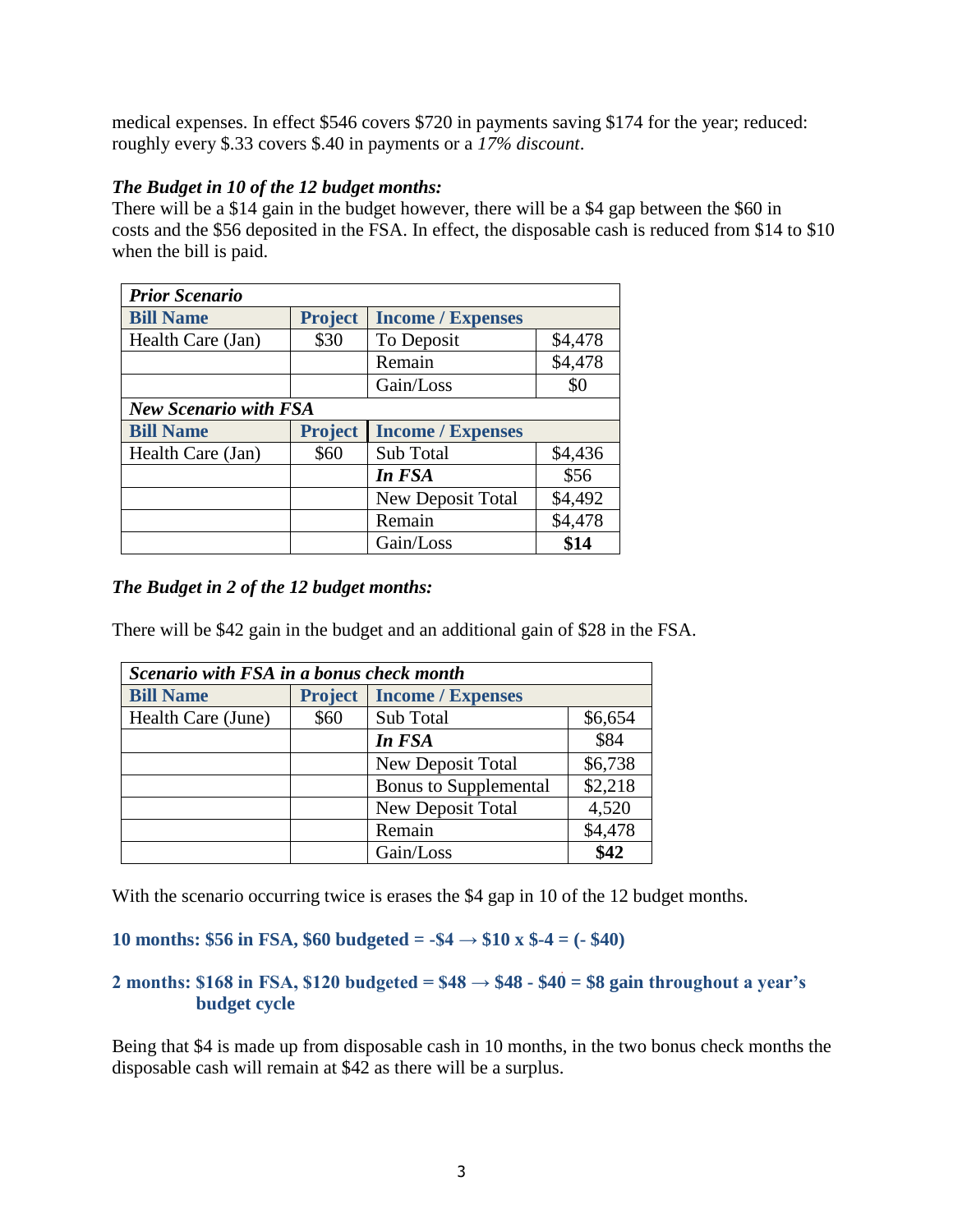medical expenses. In effect $546 covers $720 in payments saving $174 for the year; reduced: roughly every $.33 covers $.40 in payments or a *17% discount*.

***The Budget in 10 of the 12 budget months:***

There will be a $14 gain in the budget however, there will be a $4 gap between the $60 in costs and the $56 deposited in the FSA. In effect, the disposable cash is reduced from $14 to $10 when the bill is paid.

| ***Prior Scenario*** | | | |
|---|---|---|---|
| **Bill Name** | **Project** | **Income / Expenses** | |
| Health Care (Jan) | $30 | To Deposit | $4,478 |
| | | Remain | $4,478 |
| | | Gain/Loss | $0 |
| ***New Scenario with FSA*** | | | |
| **Bill Name** | **Project** | **Income / Expenses** | |
| Health Care (Jan) | $60 | Sub Total | $4,436 |
| | | ***In FSA*** | $56 |
| | | New Deposit Total | $4,492 |
| | | Remain | $4,478 |
| | | Gain/Loss | **$14** |

***The Budget in 2 of the 12 budget months:***

There will be $42 gain in the budget and an additional gain of $28 in the FSA.

| ***Scenario with FSA in a bonus check month*** | | | |
|---|---|---|---|
| **Bill Name** | **Project** | **Income / Expenses** | |
| Health Care (June) | $60 | Sub Total | $6,654 |
| | | ***In FSA*** | $84 |
| | | New Deposit Total | $6,738 |
| | | Bonus to Supplemental | $2,218 |
| | | New Deposit Total | 4,520 |
| | | Remain | $4,478 |
| | | Gain/Loss | **$42** |

With the scenario occurring twice is erases the $4 gap in 10 of the 12 budget months.

**10 months: $56 in FSA, $60 budgeted = -$4 → $10 x $-4 = (- $40)**

**2 months: $168 in FSA, $120 budgeted = $48 → $48 - $40 = $8 gain throughout a year's budget cycle**

Being that $4 is made up from disposable cash in 10 months, in the two bonus check months the disposable cash will remain at $42 as there will be a surplus.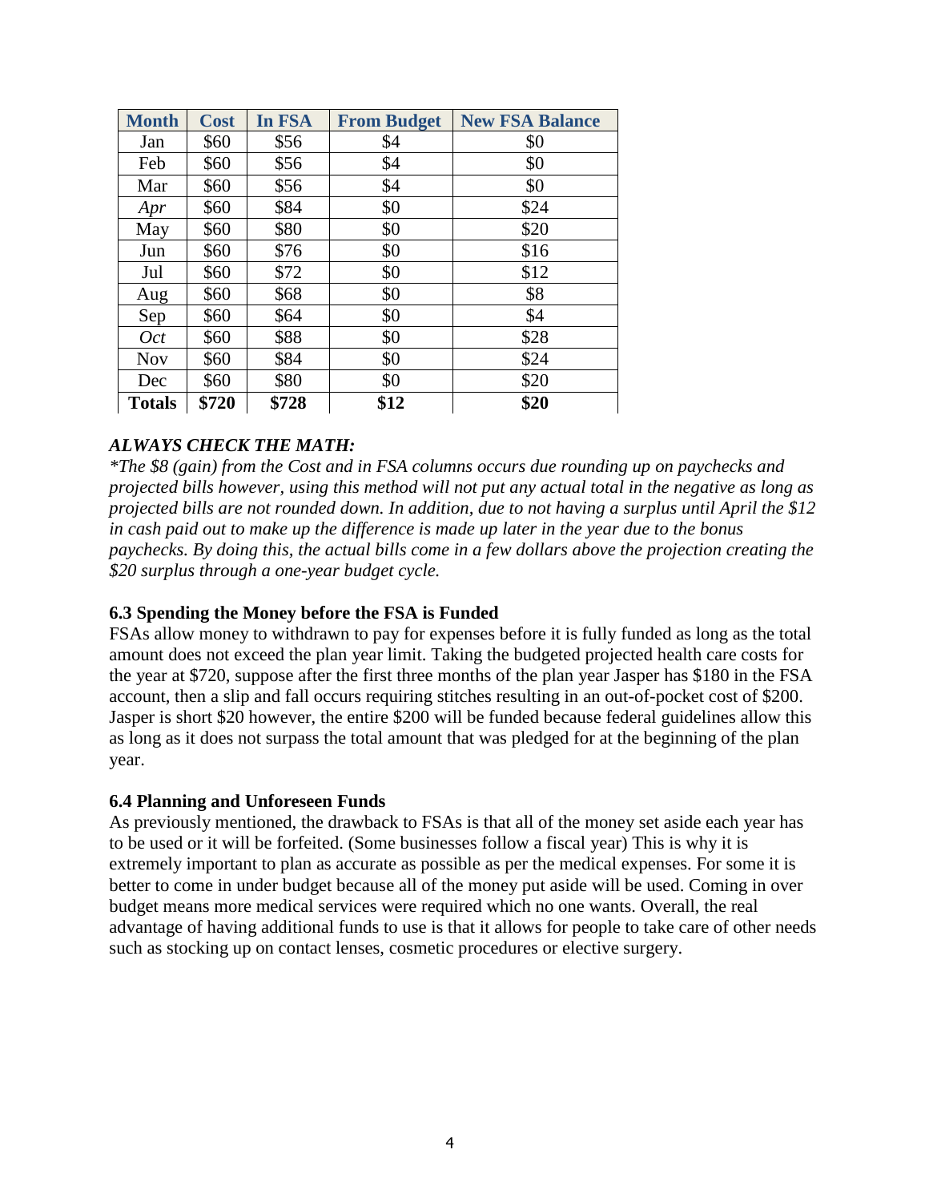| Month | Cost | In FSA | From Budget | New FSA Balance |
|---|---|---|---|---|
| Jan | $60 | $56 | $4 | $0 |
| Feb | $60 | $56 | $4 | $0 |
| Mar | $60 | $56 | $4 | $0 |
| *Apr* | $60 | $84 | $0 | $24 |
| May | $60 | $80 | $0 | $20 |
| Jun | $60 | $76 | $0 | $16 |
| Jul | $60 | $72 | $0 | $12 |
| Aug | $60 | $68 | $0 | $8 |
| Sep | $60 | $64 | $0 | $4 |
| *Oct* | $60 | $88 | $0 | $28 |
| Nov | $60 | $84 | $0 | $24 |
| Dec | $60 | $80 | $0 | $20 |
| **Totals** | **$720** | **$728** | **$12** | **$20** |

***ALWAYS CHECK THE MATH:***

*\*The $8 (gain) from the Cost and in FSA columns occurs due rounding up on paychecks and projected bills however, using this method will not put any actual total in the negative as long as projected bills are not rounded down. In addition, due to not having a surplus until April the $12 in cash paid out to make up the difference is made up later in the year due to the bonus paychecks. By doing this, the actual bills come in a few dollars above the projection creating the $20 surplus through a one-year budget cycle.*

### 6.3 Spending the Money before the FSA is Funded

FSAs allow money to withdrawn to pay for expenses before it is fully funded as long as the total amount does not exceed the plan year limit. Taking the budgeted projected health care costs for the year at $720, suppose after the first three months of the plan year Jasper has $180 in the FSA account, then a slip and fall occurs requiring stitches resulting in an out-of-pocket cost of $200. Jasper is short $20 however, the entire $200 will be funded because federal guidelines allow this as long as it does not surpass the total amount that was pledged for at the beginning of the plan year.

### 6.4 Planning and Unforeseen Funds

As previously mentioned, the drawback to FSAs is that all of the money set aside each year has to be used or it will be forfeited. (Some businesses follow a fiscal year) This is why it is extremely important to plan as accurate as possible as per the medical expenses. For some it is better to come in under budget because all of the money put aside will be used. Coming in over budget means more medical services were required which no one wants. Overall, the real advantage of having additional funds to use is that it allows for people to take care of other needs such as stocking up on contact lenses, cosmetic procedures or elective surgery.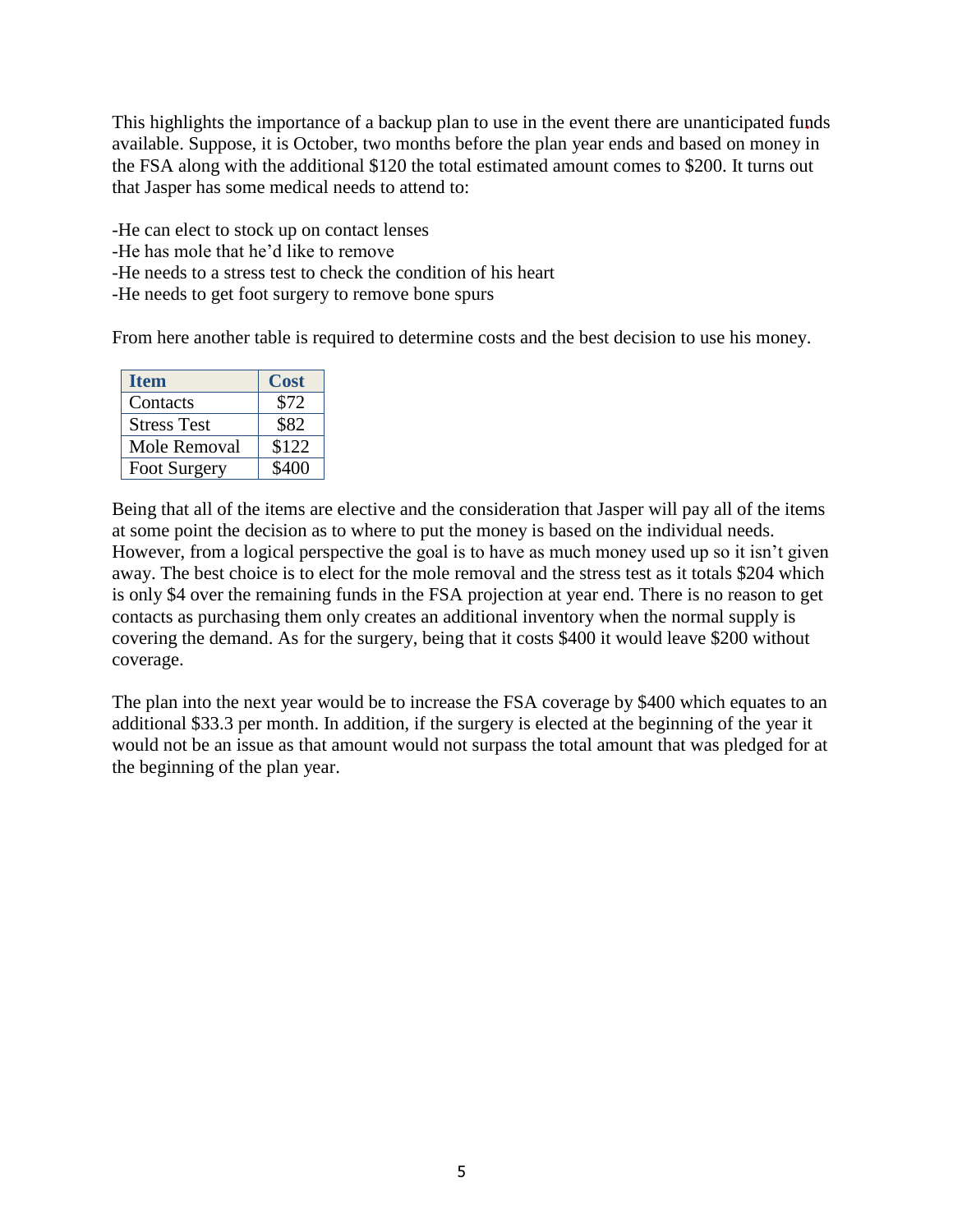This highlights the importance of a backup plan to use in the event there are unanticipated funds available. Suppose, it is October, two months before the plan year ends and based on money in the FSA along with the additional $120 the total estimated amount comes to $200. It turns out that Jasper has some medical needs to attend to:

-He can elect to stock up on contact lenses
-He has mole that he'd like to remove
-He needs to a stress test to check the condition of his heart
-He needs to get foot surgery to remove bone spurs

From here another table is required to determine costs and the best decision to use his money.

| Item | Cost |
|---|---|
| Contacts | $72 |
| Stress Test | $82 |
| Mole Removal | $122 |
| Foot Surgery | $400 |

Being that all of the items are elective and the consideration that Jasper will pay all of the items at some point the decision as to where to put the money is based on the individual needs. However, from a logical perspective the goal is to have as much money used up so it isn't given away. The best choice is to elect for the mole removal and the stress test as it totals $204 which is only $4 over the remaining funds in the FSA projection at year end. There is no reason to get contacts as purchasing them only creates an additional inventory when the normal supply is covering the demand. As for the surgery, being that it costs $400 it would leave $200 without coverage.

The plan into the next year would be to increase the FSA coverage by $400 which equates to an additional $33.3 per month. In addition, if the surgery is elected at the beginning of the year it would not be an issue as that amount would not surpass the total amount that was pledged for at the beginning of the plan year.